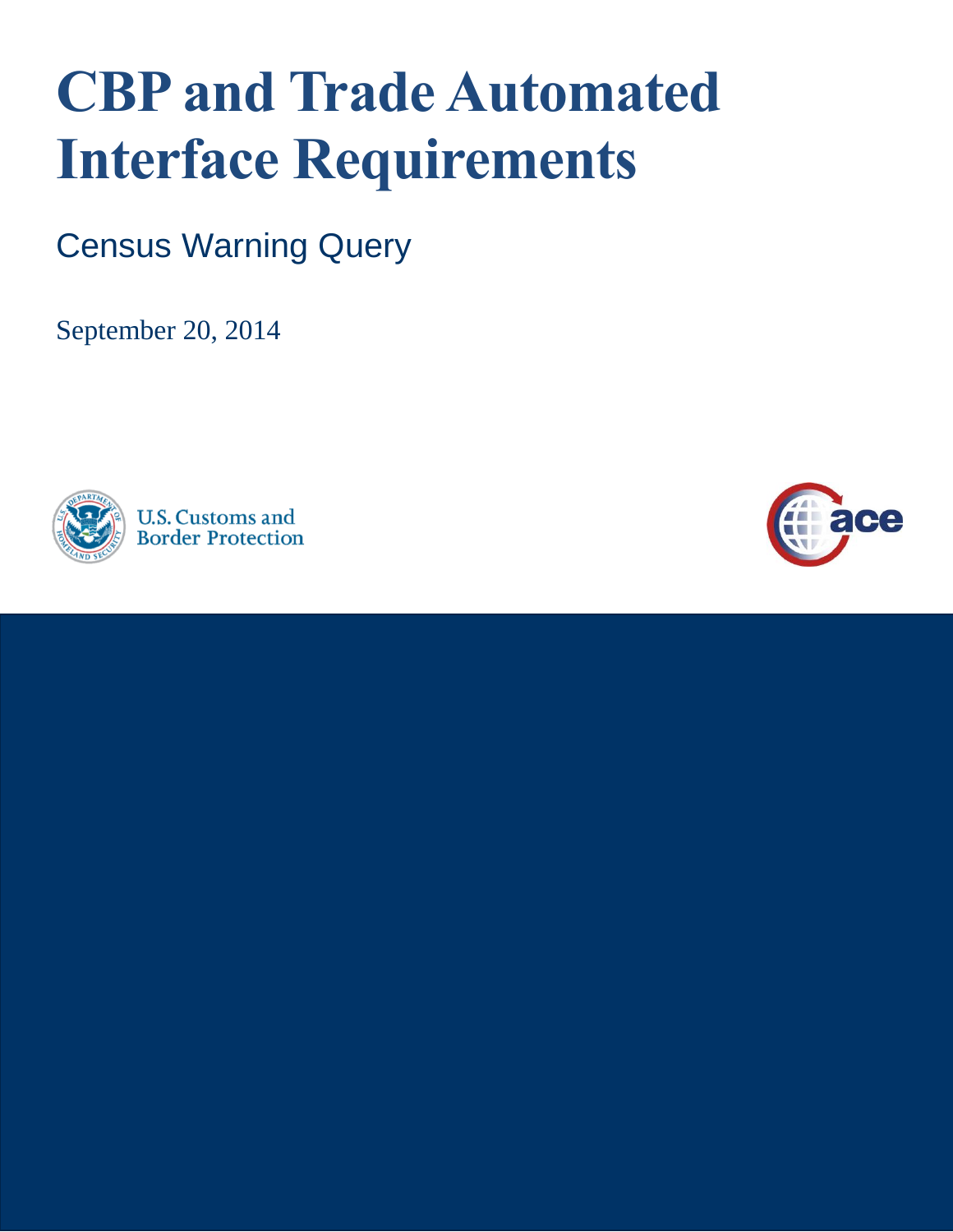# CBP and Trade Automated Interface Requirements

## Census Warning Query

September 20, 2014

U.S. Customs and Border Protection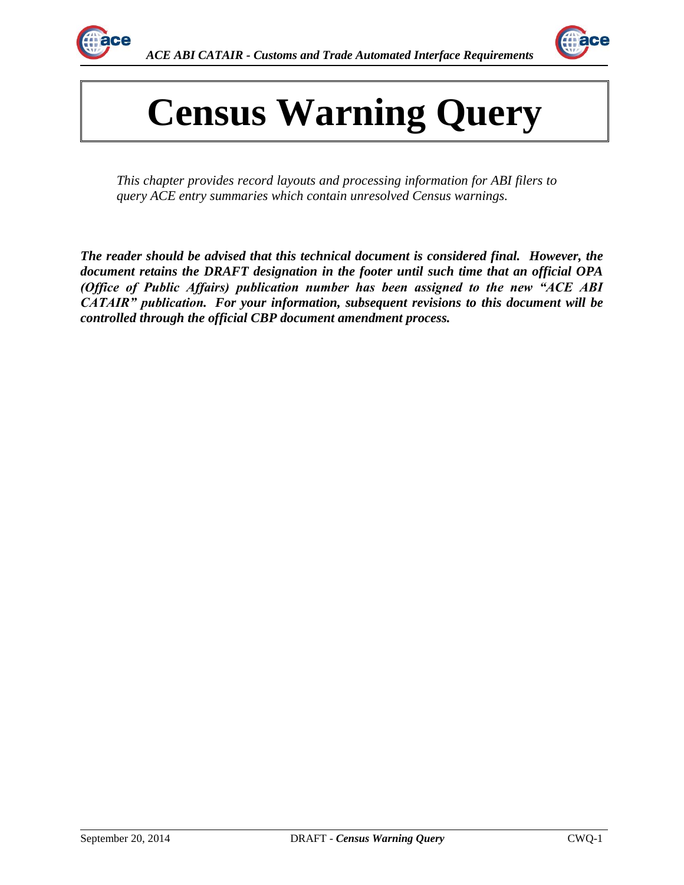# Census Warning Query

*This chapter provides record layouts and processing information for ABI filers to query ACE entry summaries which contain unresolved Census warnings.*

***The reader should be advised that this technical document is considered final. However, the document retains the DRAFT designation in the footer until such time that an official OPA (Office of Public Affairs) publication number has been assigned to the new "ACE ABI CATAIR" publication. For your information, subsequent revisions to this document will be controlled through the official CBP document amendment process.***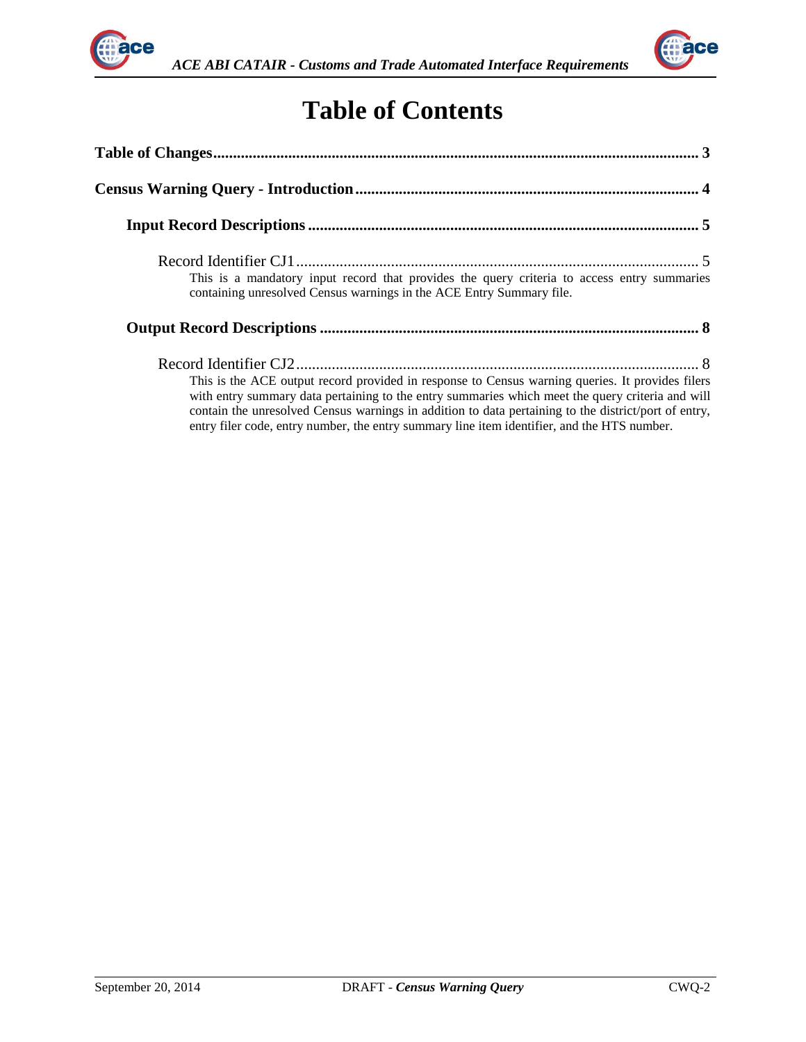# Table of Contents

**Table of Changes** ........................................................................................................................... **3**

**Census Warning Query - Introduction** ....................................................................................... **4**

**Input Record Descriptions** .................................................................................................. **5**

Record Identifier CJ1 ..................................................................................................... 5

This is a mandatory input record that provides the query criteria to access entry summaries containing unresolved Census warnings in the ACE Entry Summary file.

**Output Record Descriptions** ............................................................................................... **8**

Record Identifier CJ2 ..................................................................................................... 8

This is the ACE output record provided in response to Census warning queries. It provides filers with entry summary data pertaining to the entry summaries which meet the query criteria and will contain the unresolved Census warnings in addition to data pertaining to the district/port of entry, entry filer code, entry number, the entry summary line item identifier, and the HTS number.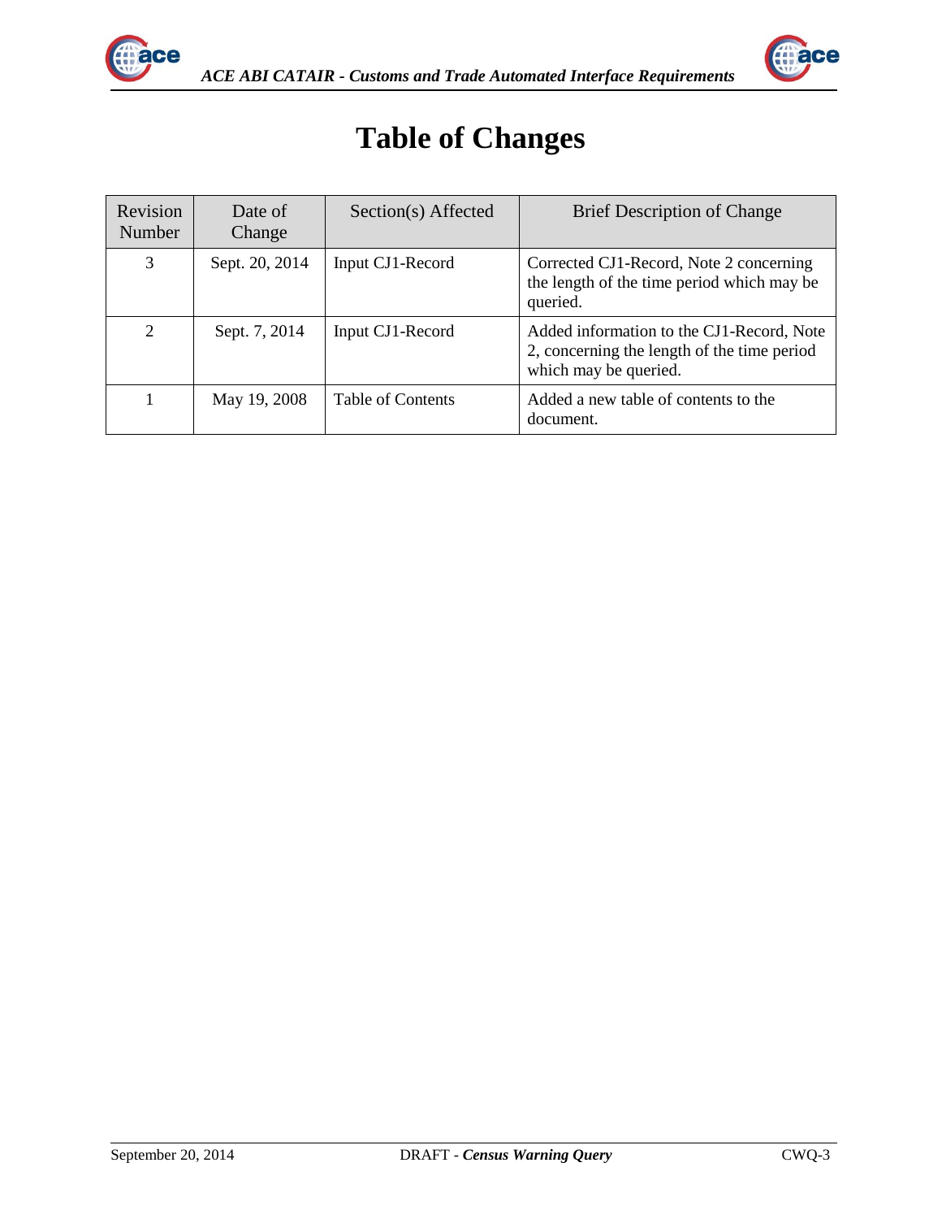# Table of Changes

| Revision Number | Date of Change | Section(s) Affected | Brief Description of Change |
|---|---|---|---|
| 3 | Sept. 20, 2014 | Input CJ1-Record | Corrected CJ1-Record, Note 2 concerning the length of the time period which may be queried. |
| 2 | Sept. 7, 2014 | Input CJ1-Record | Added information to the CJ1-Record, Note 2, concerning the length of the time period which may be queried. |
| 1 | May 19, 2008 | Table of Contents | Added a new table of contents to the document. |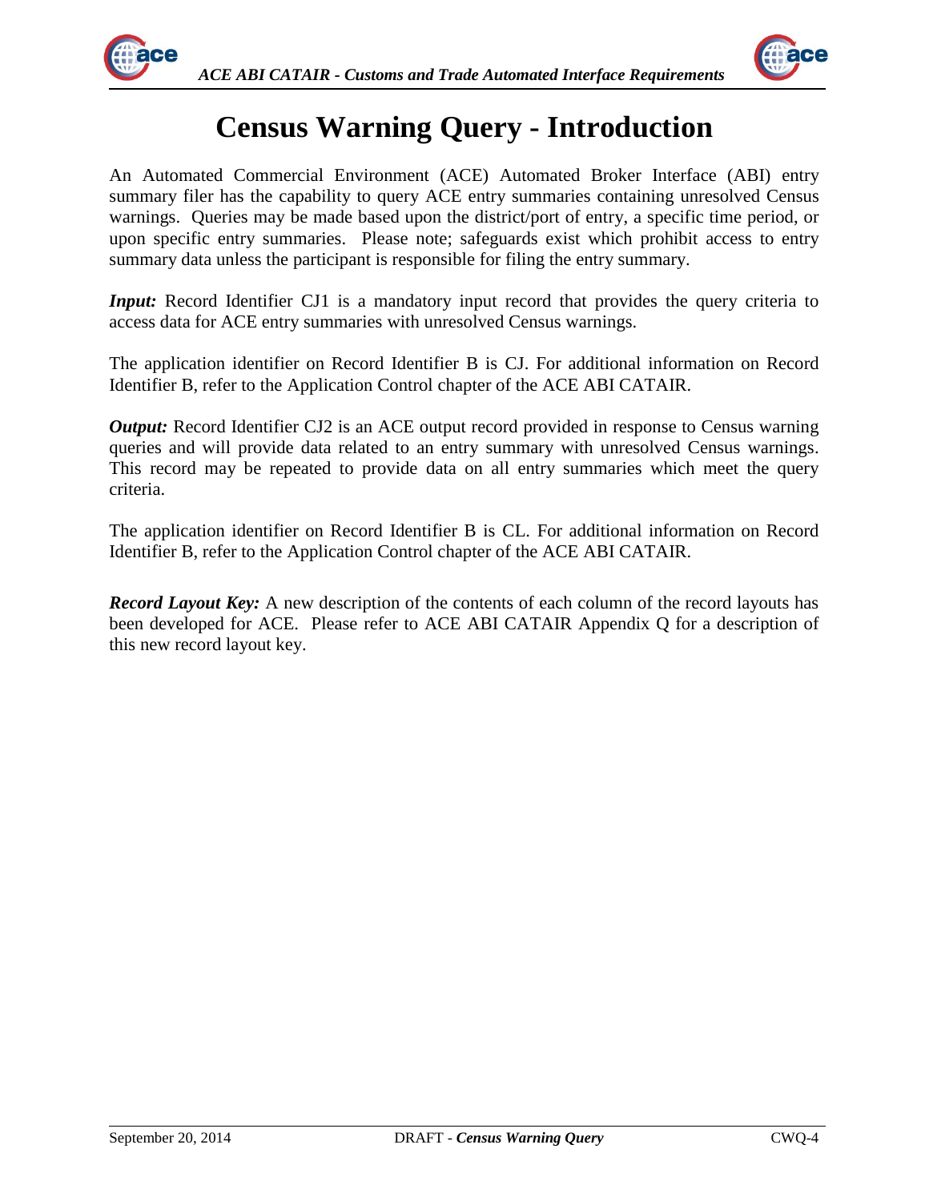# Census Warning Query - Introduction

An Automated Commercial Environment (ACE) Automated Broker Interface (ABI) entry summary filer has the capability to query ACE entry summaries containing unresolved Census warnings. Queries may be made based upon the district/port of entry, a specific time period, or upon specific entry summaries. Please note; safeguards exist which prohibit access to entry summary data unless the participant is responsible for filing the entry summary.

***Input:*** Record Identifier CJ1 is a mandatory input record that provides the query criteria to access data for ACE entry summaries with unresolved Census warnings.

The application identifier on Record Identifier B is CJ. For additional information on Record Identifier B, refer to the Application Control chapter of the ACE ABI CATAIR.

***Output:*** Record Identifier CJ2 is an ACE output record provided in response to Census warning queries and will provide data related to an entry summary with unresolved Census warnings. This record may be repeated to provide data on all entry summaries which meet the query criteria.

The application identifier on Record Identifier B is CL. For additional information on Record Identifier B, refer to the Application Control chapter of the ACE ABI CATAIR.

***Record Layout Key:*** A new description of the contents of each column of the record layouts has been developed for ACE. Please refer to ACE ABI CATAIR Appendix Q for a description of this new record layout key.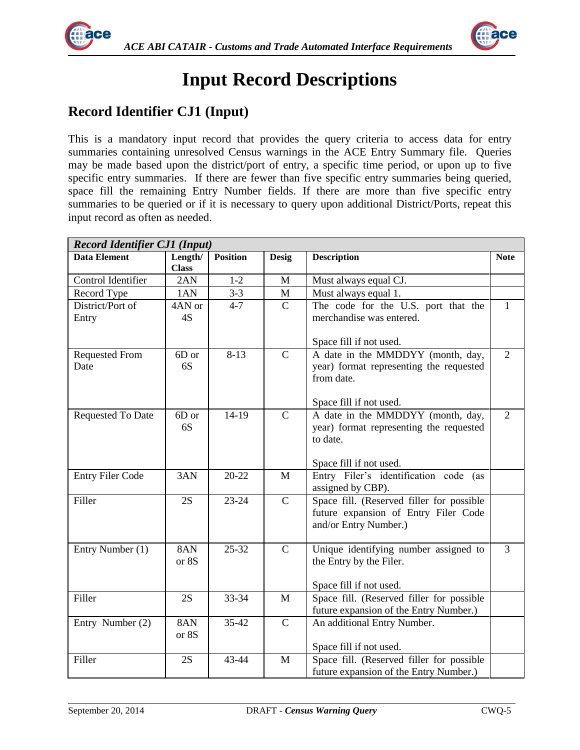# Input Record Descriptions

## Record Identifier CJ1 (Input)

This is a mandatory input record that provides the query criteria to access data for entry summaries containing unresolved Census warnings in the ACE Entry Summary file. Queries may be made based upon the district/port of entry, a specific time period, or upon up to five specific entry summaries. If there are fewer than five specific entry summaries being queried, space fill the remaining Entry Number fields. If there are more than five specific entry summaries to be queried or if it is necessary to query upon additional District/Ports, repeat this input record as often as needed.

| *Record Identifier CJ1 (Input)* | | | | | |
|---|---|---|---|---|---|
| **Data Element** | **Length/ Class** | **Position** | **Desig** | **Description** | **Note** |
| Control Identifier | 2AN | 1-2 | M | Must always equal CJ. | |
| Record Type | 1AN | 3-3 | M | Must always equal 1. | |
| District/Port of Entry | 4AN or 4S | 4-7 | C | The code for the U.S. port that the merchandise was entered.<br><br>Space fill if not used. | 1 |
| Requested From Date | 6D or 6S | 8-13 | C | A date in the MMDDYY (month, day, year) format representing the requested from date.<br><br>Space fill if not used. | 2 |
| Requested To Date | 6D or 6S | 14-19 | C | A date in the MMDDYY (month, day, year) format representing the requested to date.<br><br>Space fill if not used. | 2 |
| Entry Filer Code | 3AN | 20-22 | M | Entry Filer's identification code (as assigned by CBP). | |
| Filler | 2S | 23-24 | C | Space fill. (Reserved filler for possible future expansion of Entry Filer Code and/or Entry Number.) | |
| Entry Number (1) | 8AN or 8S | 25-32 | C | Unique identifying number assigned to the Entry by the Filer.<br><br>Space fill if not used. | 3 |
| Filler | 2S | 33-34 | M | Space fill. (Reserved filler for possible future expansion of the Entry Number.) | |
| Entry Number (2) | 8AN or 8S | 35-42 | C | An additional Entry Number.<br><br>Space fill if not used. | |
| Filler | 2S | 43-44 | M | Space fill. (Reserved filler for possible future expansion of the Entry Number.) | |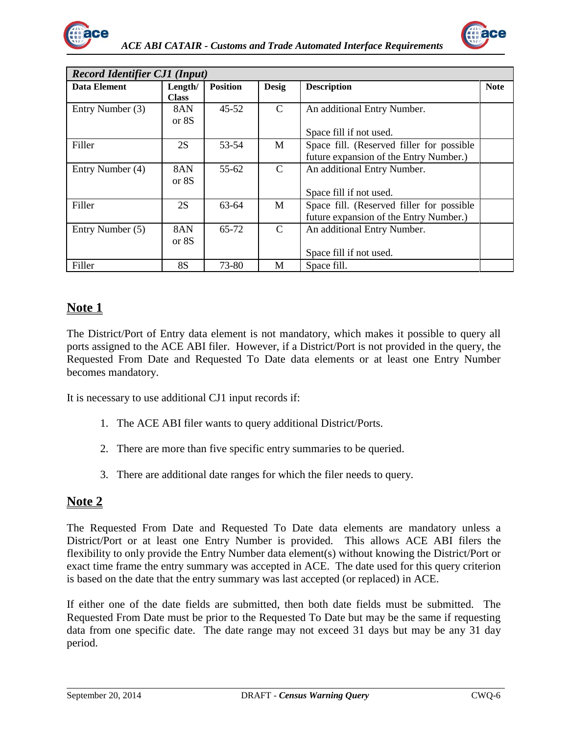| *Record Identifier CJ1 (Input)* | | | | | |
|---|---|---|---|---|---|
| **Data Element** | **Length/ Class** | **Position** | **Desig** | **Description** | **Note** |
| Entry Number (3) | 8AN or 8S | 45-52 | C | An additional Entry Number. <br><br> Space fill if not used. | |
| Filler | 2S | 53-54 | M | Space fill. (Reserved filler for possible future expansion of the Entry Number.) | |
| Entry Number (4) | 8AN or 8S | 55-62 | C | An additional Entry Number. <br><br> Space fill if not used. | |
| Filler | 2S | 63-64 | M | Space fill. (Reserved filler for possible future expansion of the Entry Number.) | |
| Entry Number (5) | 8AN or 8S | 65-72 | C | An additional Entry Number. <br><br> Space fill if not used. | |
| Filler | 8S | 73-80 | M | Space fill. | |

## Note 1

The District/Port of Entry data element is not mandatory, which makes it possible to query all ports assigned to the ACE ABI filer. However, if a District/Port is not provided in the query, the Requested From Date and Requested To Date data elements or at least one Entry Number becomes mandatory.

It is necessary to use additional CJ1 input records if:

1. The ACE ABI filer wants to query additional District/Ports.
2. There are more than five specific entry summaries to be queried.
3. There are additional date ranges for which the filer needs to query.

## Note 2

The Requested From Date and Requested To Date data elements are mandatory unless a District/Port or at least one Entry Number is provided. This allows ACE ABI filers the flexibility to only provide the Entry Number data element(s) without knowing the District/Port or exact time frame the entry summary was accepted in ACE. The date used for this query criterion is based on the date that the entry summary was last accepted (or replaced) in ACE.

If either one of the date fields are submitted, then both date fields must be submitted. The Requested From Date must be prior to the Requested To Date but may be the same if requesting data from one specific date. The date range may not exceed 31 days but may be any 31 day period.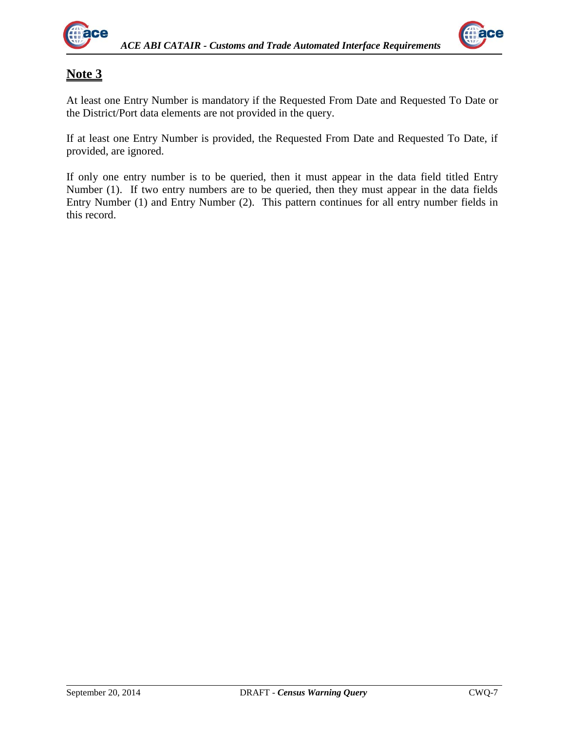## Note 3

At least one Entry Number is mandatory if the Requested From Date and Requested To Date or the District/Port data elements are not provided in the query.

If at least one Entry Number is provided, the Requested From Date and Requested To Date, if provided, are ignored.

If only one entry number is to be queried, then it must appear in the data field titled Entry Number (1). If two entry numbers are to be queried, then they must appear in the data fields Entry Number (1) and Entry Number (2). This pattern continues for all entry number fields in this record.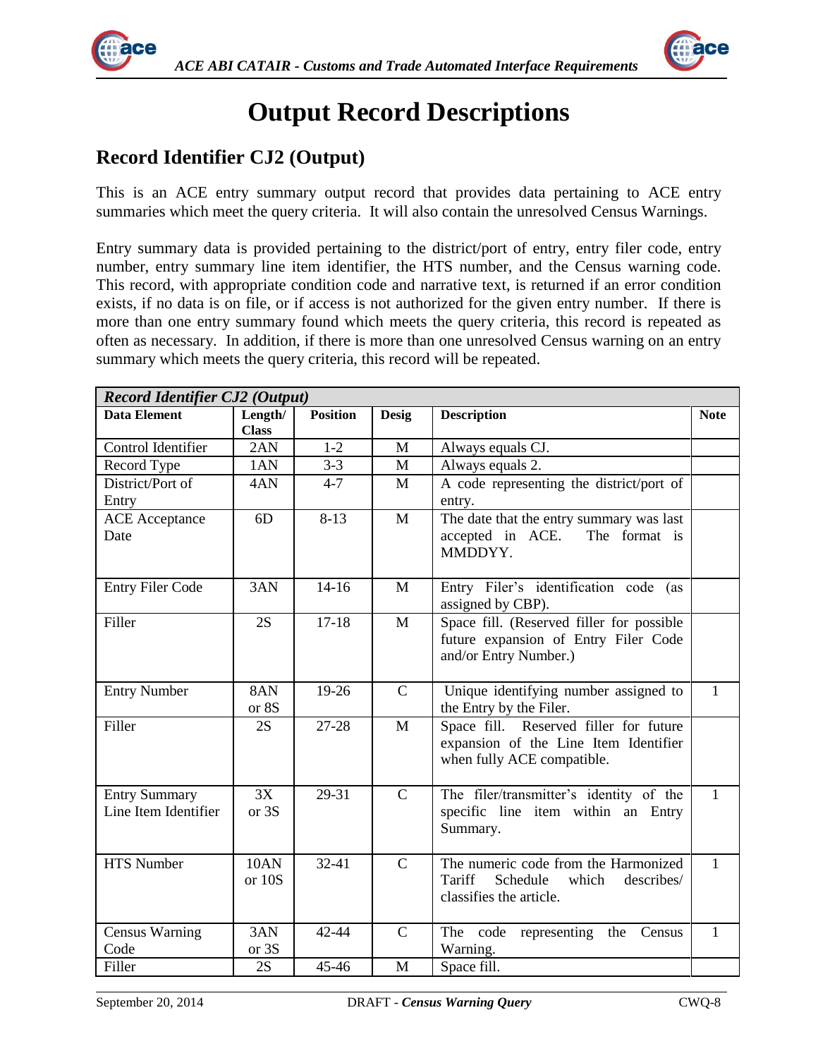# Output Record Descriptions

## Record Identifier CJ2 (Output)

This is an ACE entry summary output record that provides data pertaining to ACE entry summaries which meet the query criteria. It will also contain the unresolved Census Warnings.

Entry summary data is provided pertaining to the district/port of entry, entry filer code, entry number, entry summary line item identifier, the HTS number, and the Census warning code. This record, with appropriate condition code and narrative text, is returned if an error condition exists, if no data is on file, or if access is not authorized for the given entry number. If there is more than one entry summary found which meets the query criteria, this record is repeated as often as necessary. In addition, if there is more than one unresolved Census warning on an entry summary which meets the query criteria, this record will be repeated.

| ***Record Identifier CJ2 (Output)*** | | | | | |
|---|---|---|---|---|---|
| **Data Element** | **Length/ Class** | **Position** | **Desig** | **Description** | **Note** |
| Control Identifier | 2AN | 1-2 | M | Always equals CJ. | |
| Record Type | 1AN | 3-3 | M | Always equals 2. | |
| District/Port of Entry | 4AN | 4-7 | M | A code representing the district/port of entry. | |
| ACE Acceptance Date | 6D | 8-13 | M | The date that the entry summary was last accepted in ACE. The format is MMDDYY. | |
| Entry Filer Code | 3AN | 14-16 | M | Entry Filer's identification code (as assigned by CBP). | |
| Filler | 2S | 17-18 | M | Space fill. (Reserved filler for possible future expansion of Entry Filer Code and/or Entry Number.) | |
| Entry Number | 8AN or 8S | 19-26 | C | Unique identifying number assigned to the Entry by the Filer. | 1 |
| Filler | 2S | 27-28 | M | Space fill. Reserved filler for future expansion of the Line Item Identifier when fully ACE compatible. | |
| Entry Summary Line Item Identifier | 3X or 3S | 29-31 | C | The filer/transmitter's identity of the specific line item within an Entry Summary. | 1 |
| HTS Number | 10AN or 10S | 32-41 | C | The numeric code from the Harmonized Tariff Schedule which describes/ classifies the article. | 1 |
| Census Warning Code | 3AN or 3S | 42-44 | C | The code representing the Census Warning. | 1 |
| Filler | 2S | 45-46 | M | Space fill. | |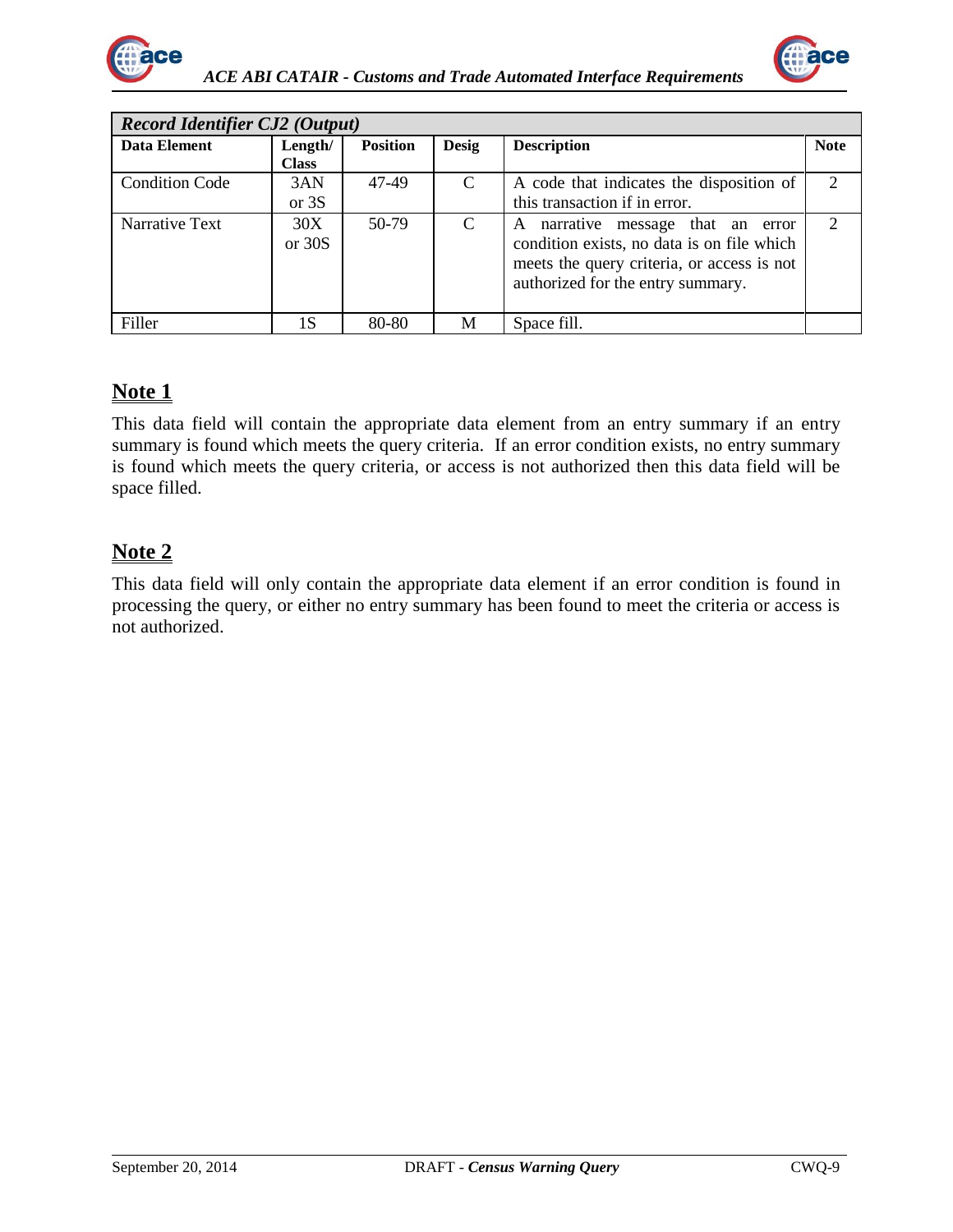| *Record Identifier CJ2 (Output)* | | | | | |
|---|---|---|---|---|---|
| **Data Element** | **Length/ Class** | **Position** | **Desig** | **Description** | **Note** |
| Condition Code | 3AN or 3S | 47-49 | C | A code that indicates the disposition of this transaction if in error. | 2 |
| Narrative Text | 30X or 30S | 50-79 | C | A narrative message that an error condition exists, no data is on file which meets the query criteria, or access is not authorized for the entry summary. | 2 |
| Filler | 1S | 80-80 | M | Space fill. | |

## Note 1

This data field will contain the appropriate data element from an entry summary if an entry summary is found which meets the query criteria. If an error condition exists, no entry summary is found which meets the query criteria, or access is not authorized then this data field will be space filled.

## Note 2

This data field will only contain the appropriate data element if an error condition is found in processing the query, or either no entry summary has been found to meet the criteria or access is not authorized.